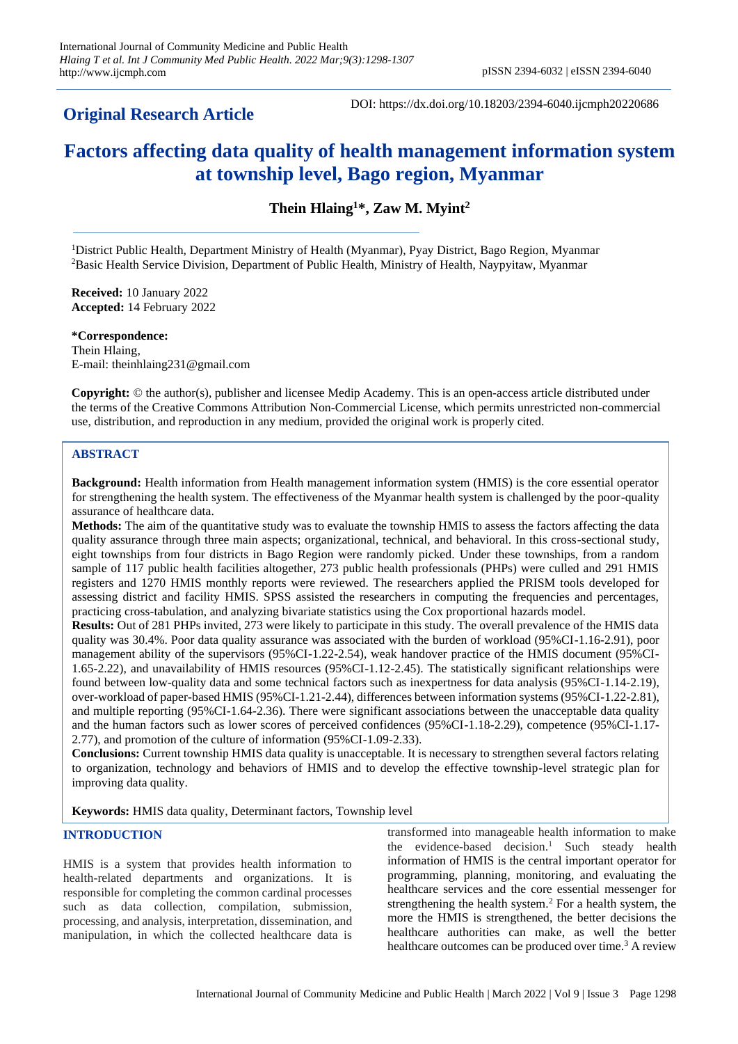## Original Research Article

DOI: https://dx.doi.org/10.18203/2394-6040.ijcmph20220686

# Factors affecting data quality of health management information system at township level, Bago region, Myanmar

**Thein Hlaing[1]*, Zaw M. Myint[2]**

[1]District Public Health, Department Ministry of Health (Myanmar), Pyay District, Bago Region, Myanmar
[2]Basic Health Service Division, Department of Public Health, Ministry of Health, Naypyitaw, Myanmar

**Received:** 10 January 2022
**Accepted:** 14 February 2022

**\*Correspondence:**
Thein Hlaing,
E-mail: theinhlaing231@gmail.com

**Copyright:** © the author(s), publisher and licensee Medip Academy. This is an open-access article distributed under the terms of the Creative Commons Attribution Non-Commercial License, which permits unrestricted non-commercial use, distribution, and reproduction in any medium, provided the original work is properly cited.

## ABSTRACT

**Background:** Health information from Health management information system (HMIS) is the core essential operator for strengthening the health system. The effectiveness of the Myanmar health system is challenged by the poor-quality assurance of healthcare data.

**Methods:** The aim of the quantitative study was to evaluate the township HMIS to assess the factors affecting the data quality assurance through three main aspects; organizational, technical, and behavioral. In this cross-sectional study, eight townships from four districts in Bago Region were randomly picked. Under these townships, from a random sample of 117 public health facilities altogether, 273 public health professionals (PHPs) were culled and 291 HMIS registers and 1270 HMIS monthly reports were reviewed. The researchers applied the PRISM tools developed for assessing district and facility HMIS. SPSS assisted the researchers in computing the frequencies and percentages, practicing cross-tabulation, and analyzing bivariate statistics using the Cox proportional hazards model.

**Results:** Out of 281 PHPs invited, 273 were likely to participate in this study. The overall prevalence of the HMIS data quality was 30.4%. Poor data quality assurance was associated with the burden of workload (95%CI-1.16-2.91), poor management ability of the supervisors (95%CI-1.22-2.54), weak handover practice of the HMIS document (95%CI-1.65-2.22), and unavailability of HMIS resources (95%CI-1.12-2.45). The statistically significant relationships were found between low-quality data and some technical factors such as inexpertness for data analysis (95%CI-1.14-2.19), over-workload of paper-based HMIS (95%CI-1.21-2.44), differences between information systems (95%CI-1.22-2.81), and multiple reporting (95%CI-1.64-2.36). There were significant associations between the unacceptable data quality and the human factors such as lower scores of perceived confidences (95%CI-1.18-2.29), competence (95%CI-1.17-2.77), and promotion of the culture of information (95%CI-1.09-2.33).

**Conclusions:** Current township HMIS data quality is unacceptable. It is necessary to strengthen several factors relating to organization, technology and behaviors of HMIS and to develop the effective township-level strategic plan for improving data quality.

**Keywords:** HMIS data quality, Determinant factors, Township level

## INTRODUCTION

HMIS is a system that provides health information to health-related departments and organizations. It is responsible for completing the common cardinal processes such as data collection, compilation, submission, processing, and analysis, interpretation, dissemination, and manipulation, in which the collected healthcare data is transformed into manageable health information to make the evidence-based decision.[1] Such steady health information of HMIS is the central important operator for programming, planning, monitoring, and evaluating the healthcare services and the core essential messenger for strengthening the health system.[2] For a health system, the more the HMIS is strengthened, the better decisions the healthcare authorities can make, as well the better healthcare outcomes can be produced over time.[3] A review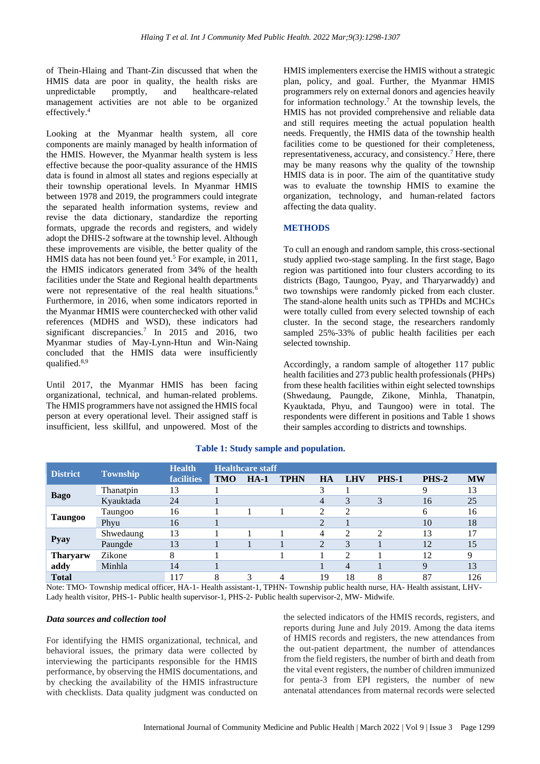of Thein-Hlaing and Thant-Zin discussed that when the HMIS data are poor in quality, the health risks are unpredictable promptly, and healthcare-related management activities are not able to be organized effectively.[4]

Looking at the Myanmar health system, all core components are mainly managed by health information of the HMIS. However, the Myanmar health system is less effective because the poor-quality assurance of the HMIS data is found in almost all states and regions especially at their township operational levels. In Myanmar HMIS between 1978 and 2019, the programmers could integrate the separated health information systems, review and revise the data dictionary, standardize the reporting formats, upgrade the records and registers, and widely adopt the DHIS-2 software at the township level. Although these improvements are visible, the better quality of the HMIS data has not been found yet.[5] For example, in 2011, the HMIS indicators generated from 34% of the health facilities under the State and Regional health departments were not representative of the real health situations.[6] Furthermore, in 2016, when some indicators reported in the Myanmar HMIS were counterchecked with other valid references (MDHS and WSD), these indicators had significant discrepancies.[7] In 2015 and 2016, two Myanmar studies of May-Lynn-Htun and Win-Naing concluded that the HMIS data were insufficiently qualified.[8,9]

Until 2017, the Myanmar HMIS has been facing organizational, technical, and human-related problems. The HMIS programmers have not assigned the HMIS focal person at every operational level. Their assigned staff is insufficient, less skillful, and unpowered. Most of the HMIS implementers exercise the HMIS without a strategic plan, policy, and goal. Further, the Myanmar HMIS programmers rely on external donors and agencies heavily for information technology.[7] At the township levels, the HMIS has not provided comprehensive and reliable data and still requires meeting the actual population health needs. Frequently, the HMIS data of the township health facilities come to be questioned for their completeness, representativeness, accuracy, and consistency.[7] Here, there may be many reasons why the quality of the township HMIS data is in poor. The aim of the quantitative study was to evaluate the township HMIS to examine the organization, technology, and human-related factors affecting the data quality.

## METHODS

To cull an enough and random sample, this cross-sectional study applied two-stage sampling. In the first stage, Bago region was partitioned into four clusters according to its districts (Bago, Taungoo, Pyay, and Tharyarwaddy) and two townships were randomly picked from each cluster. The stand-alone health units such as TPHDs and MCHCs were totally culled from every selected township of each cluster. In the second stage, the researchers randomly sampled 25%-33% of public health facilities per each selected township.

Accordingly, a random sample of altogether 117 public health facilities and 273 public health professionals (PHPs) from these health facilities within eight selected townships (Shwedaung, Paungde, Zikone, Minhla, Thanatpin, Kyauktada, Phyu, and Taungoo) were in total. The respondents were different in positions and Table 1 shows their samples according to districts and townships.

**Table 1: Study sample and population.**

| District | Township | Health facilities | Healthcare staff | | | | | | | |
|---|---|---|---|---|---|---|---|---|---|---|
| | | | TMO | HA-1 | TPHN | HA | LHV | PHS-1 | PHS-2 | MW |
| Bago | Thanatpin | 13 | 1 | | | 3 | 1 | | 9 | 13 |
| | Kyauktada | 24 | 1 | | | 4 | 3 | 3 | 16 | 25 |
| Taungoo | Taungoo | 16 | 1 | 1 | 1 | 2 | 2 | | 6 | 16 |
| | Phyu | 16 | 1 | | | 2 | 1 | | 10 | 18 |
| Pyay | Shwedaung | 13 | 1 | 1 | 1 | 4 | 2 | 2 | 13 | 17 |
| | Paungde | 13 | 1 | 1 | 1 | 2 | 3 | 1 | 12 | 15 |
| Tharyarwaddy | Zikone | 8 | 1 | | 1 | 1 | 2 | 1 | 12 | 9 |
| | Minhla | 14 | 1 | | | 1 | 4 | 1 | 9 | 13 |
| Total | | 117 | 8 | 3 | 4 | 19 | 18 | 8 | 87 | 126 |

Note: TMO- Township medical officer, HA-1- Health assistant-1, TPHN- Township public health nurse, HA- Health assistant, LHV- Lady health visitor, PHS-1- Public health supervisor-1, PHS-2- Public health supervisor-2, MW- Midwife.

### *Data sources and collection tool*

For identifying the HMIS organizational, technical, and behavioral issues, the primary data were collected by interviewing the participants responsible for the HMIS performance, by observing the HMIS documentations, and by checking the availability of the HMIS infrastructure with checklists. Data quality judgment was conducted on the selected indicators of the HMIS records, registers, and reports during June and July 2019. Among the data items of HMIS records and registers, the new attendances from the out-patient department, the number of attendances from the field registers, the number of birth and death from the vital event registers, the number of children immunized for penta-3 from EPI registers, the number of new antenatal attendances from maternal records were selected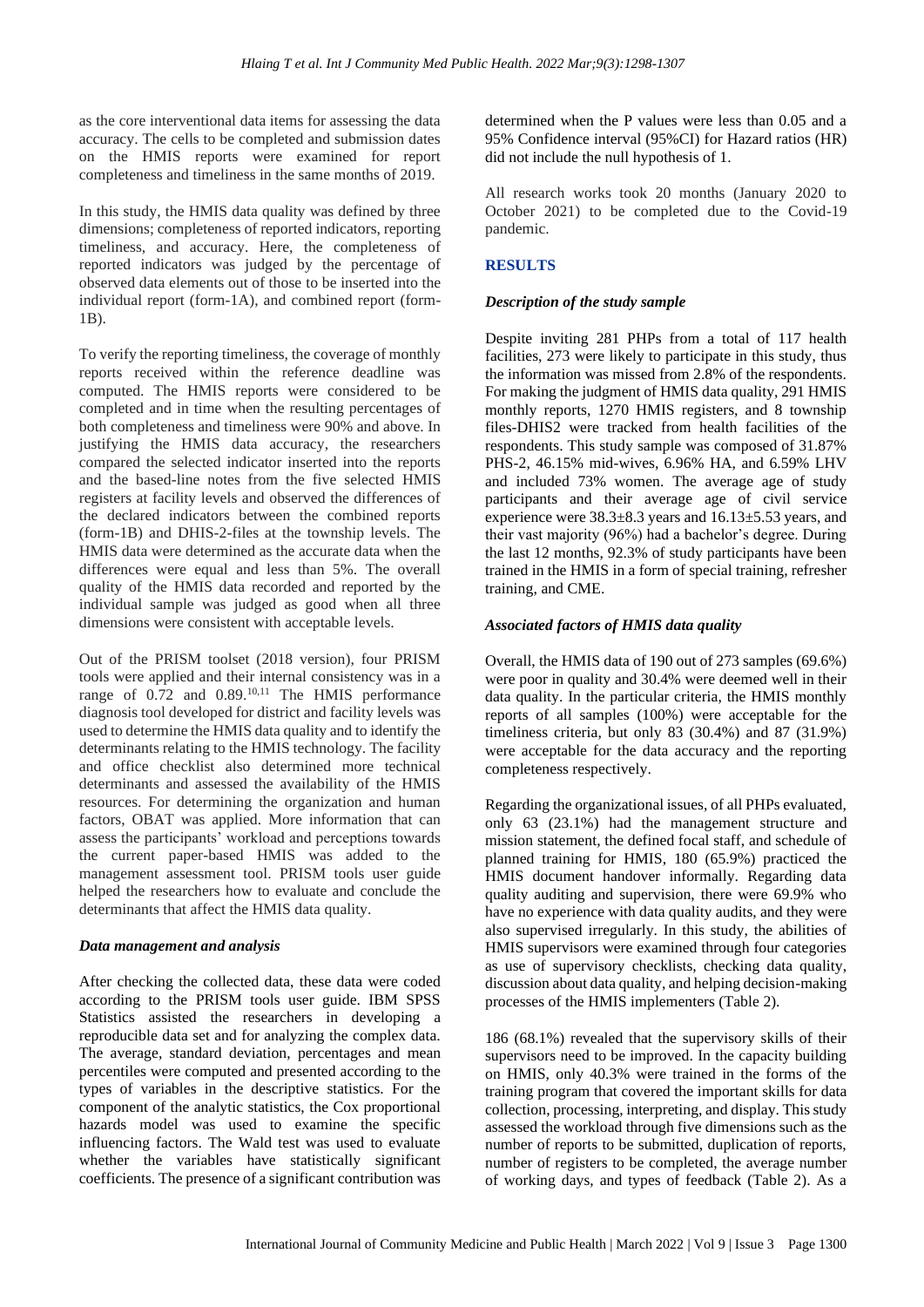as the core interventional data items for assessing the data accuracy. The cells to be completed and submission dates on the HMIS reports were examined for report completeness and timeliness in the same months of 2019.

In this study, the HMIS data quality was defined by three dimensions; completeness of reported indicators, reporting timeliness, and accuracy. Here, the completeness of reported indicators was judged by the percentage of observed data elements out of those to be inserted into the individual report (form-1A), and combined report (form-1B).

To verify the reporting timeliness, the coverage of monthly reports received within the reference deadline was computed. The HMIS reports were considered to be completed and in time when the resulting percentages of both completeness and timeliness were 90% and above. In justifying the HMIS data accuracy, the researchers compared the selected indicator inserted into the reports and the based-line notes from the five selected HMIS registers at facility levels and observed the differences of the declared indicators between the combined reports (form-1B) and DHIS-2-files at the township levels. The HMIS data were determined as the accurate data when the differences were equal and less than 5%. The overall quality of the HMIS data recorded and reported by the individual sample was judged as good when all three dimensions were consistent with acceptable levels.

Out of the PRISM toolset (2018 version), four PRISM tools were applied and their internal consistency was in a range of 0.72 and 0.89.[10,11] The HMIS performance diagnosis tool developed for district and facility levels was used to determine the HMIS data quality and to identify the determinants relating to the HMIS technology. The facility and office checklist also determined more technical determinants and assessed the availability of the HMIS resources. For determining the organization and human factors, OBAT was applied. More information that can assess the participants' workload and perceptions towards the current paper-based HMIS was added to the management assessment tool. PRISM tools user guide helped the researchers how to evaluate and conclude the determinants that affect the HMIS data quality.

### *Data management and analysis*

After checking the collected data, these data were coded according to the PRISM tools user guide. IBM SPSS Statistics assisted the researchers in developing a reproducible data set and for analyzing the complex data. The average, standard deviation, percentages and mean percentiles were computed and presented according to the types of variables in the descriptive statistics. For the component of the analytic statistics, the Cox proportional hazards model was used to examine the specific influencing factors. The Wald test was used to evaluate whether the variables have statistically significant coefficients. The presence of a significant contribution was determined when the P values were less than 0.05 and a 95% Confidence interval (95%CI) for Hazard ratios (HR) did not include the null hypothesis of 1.

All research works took 20 months (January 2020 to October 2021) to be completed due to the Covid-19 pandemic.

## RESULTS

### *Description of the study sample*

Despite inviting 281 PHPs from a total of 117 health facilities, 273 were likely to participate in this study, thus the information was missed from 2.8% of the respondents. For making the judgment of HMIS data quality, 291 HMIS monthly reports, 1270 HMIS registers, and 8 township files-DHIS2 were tracked from health facilities of the respondents. This study sample was composed of 31.87% PHS-2, 46.15% mid-wives, 6.96% HA, and 6.59% LHV and included 73% women. The average age of study participants and their average age of civil service experience were 38.3±8.3 years and 16.13±5.53 years, and their vast majority (96%) had a bachelor's degree. During the last 12 months, 92.3% of study participants have been trained in the HMIS in a form of special training, refresher training, and CME.

### *Associated factors of HMIS data quality*

Overall, the HMIS data of 190 out of 273 samples (69.6%) were poor in quality and 30.4% were deemed well in their data quality. In the particular criteria, the HMIS monthly reports of all samples (100%) were acceptable for the timeliness criteria, but only 83 (30.4%) and 87 (31.9%) were acceptable for the data accuracy and the reporting completeness respectively.

Regarding the organizational issues, of all PHPs evaluated, only 63 (23.1%) had the management structure and mission statement, the defined focal staff, and schedule of planned training for HMIS, 180 (65.9%) practiced the HMIS document handover informally. Regarding data quality auditing and supervision, there were 69.9% who have no experience with data quality audits, and they were also supervised irregularly. In this study, the abilities of HMIS supervisors were examined through four categories as use of supervisory checklists, checking data quality, discussion about data quality, and helping decision-making processes of the HMIS implementers (Table 2).

186 (68.1%) revealed that the supervisory skills of their supervisors need to be improved. In the capacity building on HMIS, only 40.3% were trained in the forms of the training program that covered the important skills for data collection, processing, interpreting, and display. This study assessed the workload through five dimensions such as the number of reports to be submitted, duplication of reports, number of registers to be completed, the average number of working days, and types of feedback (Table 2). As a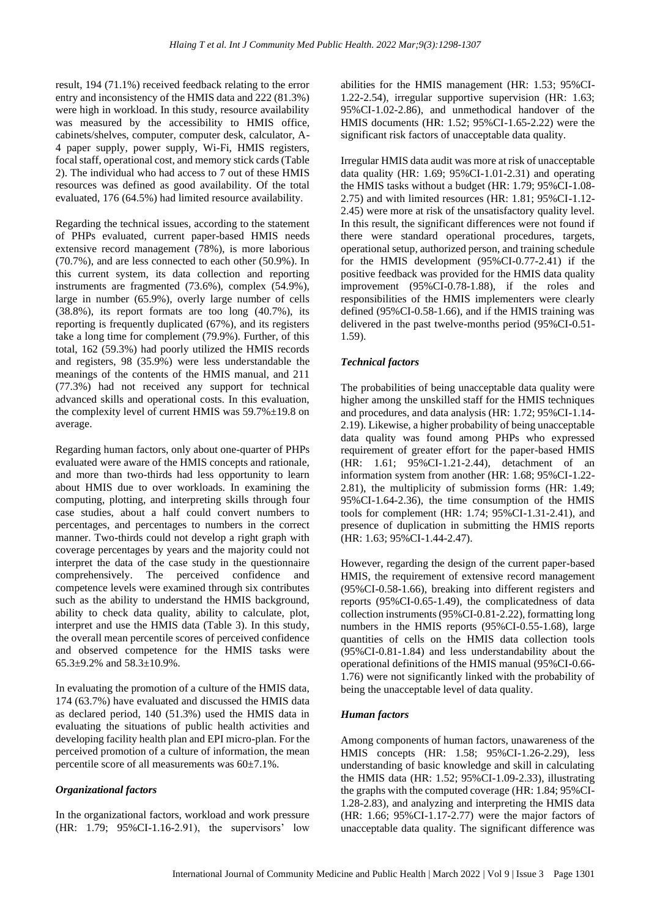result, 194 (71.1%) received feedback relating to the error entry and inconsistency of the HMIS data and 222 (81.3%) were high in workload. In this study, resource availability was measured by the accessibility to HMIS office, cabinets/shelves, computer, computer desk, calculator, A-4 paper supply, power supply, Wi-Fi, HMIS registers, focal staff, operational cost, and memory stick cards (Table 2). The individual who had access to 7 out of these HMIS resources was defined as good availability. Of the total evaluated, 176 (64.5%) had limited resource availability.

Regarding the technical issues, according to the statement of PHPs evaluated, current paper-based HMIS needs extensive record management (78%), is more laborious (70.7%), and are less connected to each other (50.9%). In this current system, its data collection and reporting instruments are fragmented (73.6%), complex (54.9%), large in number (65.9%), overly large number of cells (38.8%), its report formats are too long (40.7%), its reporting is frequently duplicated (67%), and its registers take a long time for complement (79.9%). Further, of this total, 162 (59.3%) had poorly utilized the HMIS records and registers, 98 (35.9%) were less understandable the meanings of the contents of the HMIS manual, and 211 (77.3%) had not received any support for technical advanced skills and operational costs. In this evaluation, the complexity level of current HMIS was 59.7%±19.8 on average.

Regarding human factors, only about one-quarter of PHPs evaluated were aware of the HMIS concepts and rationale, and more than two-thirds had less opportunity to learn about HMIS due to over workloads. In examining the computing, plotting, and interpreting skills through four case studies, about a half could convert numbers to percentages, and percentages to numbers in the correct manner. Two-thirds could not develop a right graph with coverage percentages by years and the majority could not interpret the data of the case study in the questionnaire comprehensively. The perceived confidence and competence levels were examined through six contributes such as the ability to understand the HMIS background, ability to check data quality, ability to calculate, plot, interpret and use the HMIS data (Table 3). In this study, the overall mean percentile scores of perceived confidence and observed competence for the HMIS tasks were 65.3±9.2% and 58.3±10.9%.

In evaluating the promotion of a culture of the HMIS data, 174 (63.7%) have evaluated and discussed the HMIS data as declared period, 140 (51.3%) used the HMIS data in evaluating the situations of public health activities and developing facility health plan and EPI micro-plan. For the perceived promotion of a culture of information, the mean percentile score of all measurements was 60±7.1%.

### *Organizational factors*

In the organizational factors, workload and work pressure (HR: 1.79; 95%CI-1.16-2.91), the supervisors' low abilities for the HMIS management (HR: 1.53; 95%CI-1.22-2.54), irregular supportive supervision (HR: 1.63; 95%CI-1.02-2.86), and unmethodical handover of the HMIS documents (HR: 1.52; 95%CI-1.65-2.22) were the significant risk factors of unacceptable data quality.

Irregular HMIS data audit was more at risk of unacceptable data quality (HR: 1.69; 95%CI-1.01-2.31) and operating the HMIS tasks without a budget (HR: 1.79; 95%CI-1.08-2.75) and with limited resources (HR: 1.81; 95%CI-1.12-2.45) were more at risk of the unsatisfactory quality level. In this result, the significant differences were not found if there were standard operational procedures, targets, operational setup, authorized person, and training schedule for the HMIS development (95%CI-0.77-2.41) if the positive feedback was provided for the HMIS data quality improvement (95%CI-0.78-1.88), if the roles and responsibilities of the HMIS implementers were clearly defined (95%CI-0.58-1.66), and if the HMIS training was delivered in the past twelve-months period (95%CI-0.51-1.59).

### *Technical factors*

The probabilities of being unacceptable data quality were higher among the unskilled staff for the HMIS techniques and procedures, and data analysis (HR: 1.72; 95%CI-1.14-2.19). Likewise, a higher probability of being unacceptable data quality was found among PHPs who expressed requirement of greater effort for the paper-based HMIS (HR: 1.61; 95%CI-1.21-2.44), detachment of an information system from another (HR: 1.68; 95%CI-1.22-2.81), the multiplicity of submission forms (HR: 1.49; 95%CI-1.64-2.36), the time consumption of the HMIS tools for complement (HR: 1.74; 95%CI-1.31-2.41), and presence of duplication in submitting the HMIS reports (HR: 1.63; 95%CI-1.44-2.47).

However, regarding the design of the current paper-based HMIS, the requirement of extensive record management (95%CI-0.58-1.66), breaking into different registers and reports (95%CI-0.65-1.49), the complicatedness of data collection instruments (95%CI-0.81-2.22), formatting long numbers in the HMIS reports (95%CI-0.55-1.68), large quantities of cells on the HMIS data collection tools (95%CI-0.81-1.84) and less understandability about the operational definitions of the HMIS manual (95%CI-0.66-1.76) were not significantly linked with the probability of being the unacceptable level of data quality.

### *Human factors*

Among components of human factors, unawareness of the HMIS concepts (HR: 1.58; 95%CI-1.26-2.29), less understanding of basic knowledge and skill in calculating the HMIS data (HR: 1.52; 95%CI-1.09-2.33), illustrating the graphs with the computed coverage (HR: 1.84; 95%CI-1.28-2.83), and analyzing and interpreting the HMIS data (HR: 1.66; 95%CI-1.17-2.77) were the major factors of unacceptable data quality. The significant difference was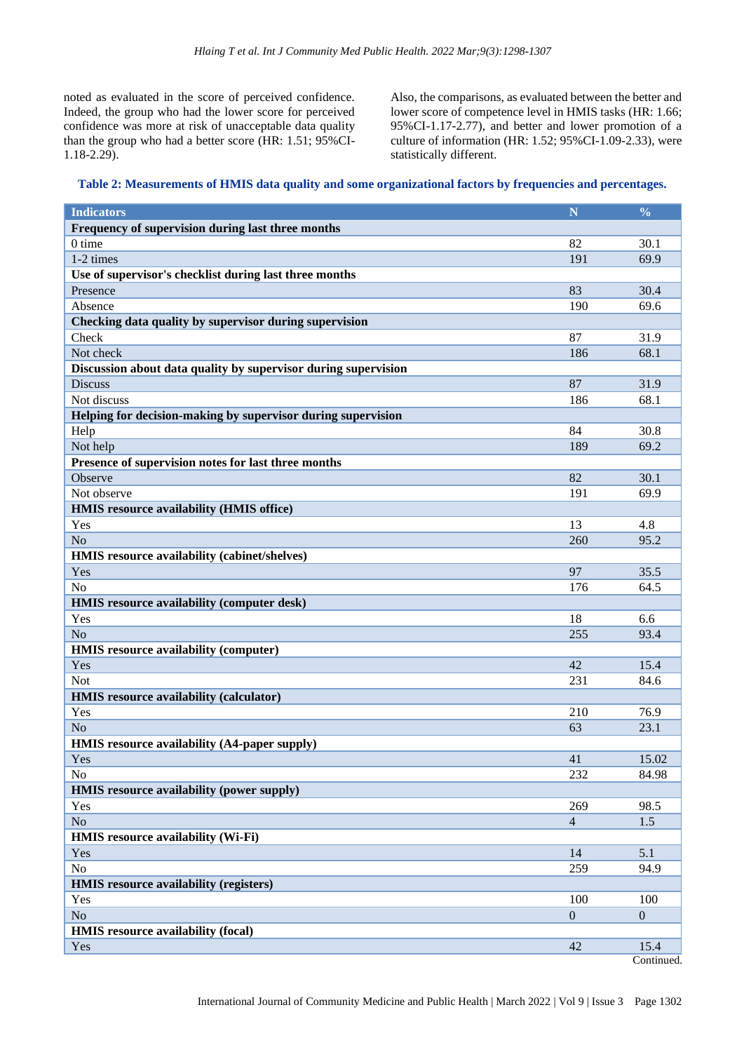noted as evaluated in the score of perceived confidence. Indeed, the group who had the lower score for perceived confidence was more at risk of unacceptable data quality than the group who had a better score (HR: 1.51; 95%CI-1.18-2.29).

Also, the comparisons, as evaluated between the better and lower score of competence level in HMIS tasks (HR: 1.66; 95%CI-1.17-2.77), and better and lower promotion of a culture of information (HR: 1.52; 95%CI-1.09-2.33), were statistically different.

**Table 2: Measurements of HMIS data quality and some organizational factors by frequencies and percentages.**

| Indicators | N | % |
|---|---|---|
| **Frequency of supervision during last three months** | | |
| 0 time | 82 | 30.1 |
| 1-2 times | 191 | 69.9 |
| **Use of supervisor's checklist during last three months** | | |
| Presence | 83 | 30.4 |
| Absence | 190 | 69.6 |
| **Checking data quality by supervisor during supervision** | | |
| Check | 87 | 31.9 |
| Not check | 186 | 68.1 |
| **Discussion about data quality by supervisor during supervision** | | |
| Discuss | 87 | 31.9 |
| Not discuss | 186 | 68.1 |
| **Helping for decision-making by supervisor during supervision** | | |
| Help | 84 | 30.8 |
| Not help | 189 | 69.2 |
| **Presence of supervision notes for last three months** | | |
| Observe | 82 | 30.1 |
| Not observe | 191 | 69.9 |
| **HMIS resource availability (HMIS office)** | | |
| Yes | 13 | 4.8 |
| No | 260 | 95.2 |
| **HMIS resource availability (cabinet/shelves)** | | |
| Yes | 97 | 35.5 |
| No | 176 | 64.5 |
| **HMIS resource availability (computer desk)** | | |
| Yes | 18 | 6.6 |
| No | 255 | 93.4 |
| **HMIS resource availability (computer)** | | |
| Yes | 42 | 15.4 |
| Not | 231 | 84.6 |
| **HMIS resource availability (calculator)** | | |
| Yes | 210 | 76.9 |
| No | 63 | 23.1 |
| **HMIS resource availability (A4-paper supply)** | | |
| Yes | 41 | 15.02 |
| No | 232 | 84.98 |
| **HMIS resource availability (power supply)** | | |
| Yes | 269 | 98.5 |
| No | 4 | 1.5 |
| **HMIS resource availability (Wi-Fi)** | | |
| Yes | 14 | 5.1 |
| No | 259 | 94.9 |
| **HMIS resource availability (registers)** | | |
| Yes | 100 | 100 |
| No | 0 | 0 |
| **HMIS resource availability (focal)** | | |
| Yes | 42 | 15.4 |

Continued.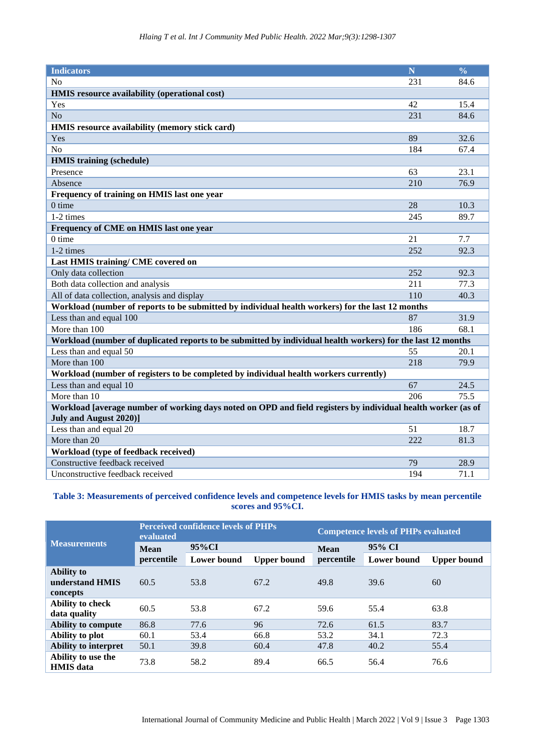| Indicators | N | % |
|---|---|---|
| No | 231 | 84.6 |
| **HMIS resource availability (operational cost)** | | |
| Yes | 42 | 15.4 |
| No | 231 | 84.6 |
| **HMIS resource availability (memory stick card)** | | |
| Yes | 89 | 32.6 |
| No | 184 | 67.4 |
| **HMIS training (schedule)** | | |
| Presence | 63 | 23.1 |
| Absence | 210 | 76.9 |
| **Frequency of training on HMIS last one year** | | |
| 0 time | 28 | 10.3 |
| 1-2 times | 245 | 89.7 |
| **Frequency of CME on HMIS last one year** | | |
| 0 time | 21 | 7.7 |
| 1-2 times | 252 | 92.3 |
| **Last HMIS training/ CME covered on** | | |
| Only data collection | 252 | 92.3 |
| Both data collection and analysis | 211 | 77.3 |
| All of data collection, analysis and display | 110 | 40.3 |
| **Workload (number of reports to be submitted by individual health workers) for the last 12 months** | | |
| Less than and equal 100 | 87 | 31.9 |
| More than 100 | 186 | 68.1 |
| **Workload (number of duplicated reports to be submitted by individual health workers) for the last 12 months** | | |
| Less than and equal 50 | 55 | 20.1 |
| More than 100 | 218 | 79.9 |
| **Workload (number of registers to be completed by individual health workers currently)** | | |
| Less than and equal 10 | 67 | 24.5 |
| More than 10 | 206 | 75.5 |
| **Workload [average number of working days noted on OPD and field registers by individual health worker (as of July and August 2020)]** | | |
| Less than and equal 20 | 51 | 18.7 |
| More than 20 | 222 | 81.3 |
| **Workload (type of feedback received)** | | |
| Constructive feedback received | 79 | 28.9 |
| Unconstructive feedback received | 194 | 71.1 |

**Table 3: Measurements of perceived confidence levels and competence levels for HMIS tasks by mean percentile scores and 95%CI.**

| Measurements | Perceived confidence levels of PHPs evaluated | | | Competence levels of PHPs evaluated | | |
|---|---|---|---|---|---|---|
| | Mean percentile | 95%CI | | Mean percentile | 95% CI | |
| | | Lower bound | Upper bound | | Lower bound | Upper bound |
| **Ability to understand HMIS concepts** | 60.5 | 53.8 | 67.2 | 49.8 | 39.6 | 60 |
| **Ability to check data quality** | 60.5 | 53.8 | 67.2 | 59.6 | 55.4 | 63.8 |
| **Ability to compute** | 86.8 | 77.6 | 96 | 72.6 | 61.5 | 83.7 |
| **Ability to plot** | 60.1 | 53.4 | 66.8 | 53.2 | 34.1 | 72.3 |
| **Ability to interpret** | 50.1 | 39.8 | 60.4 | 47.8 | 40.2 | 55.4 |
| **Ability to use the HMIS data** | 73.8 | 58.2 | 89.4 | 66.5 | 56.4 | 76.6 |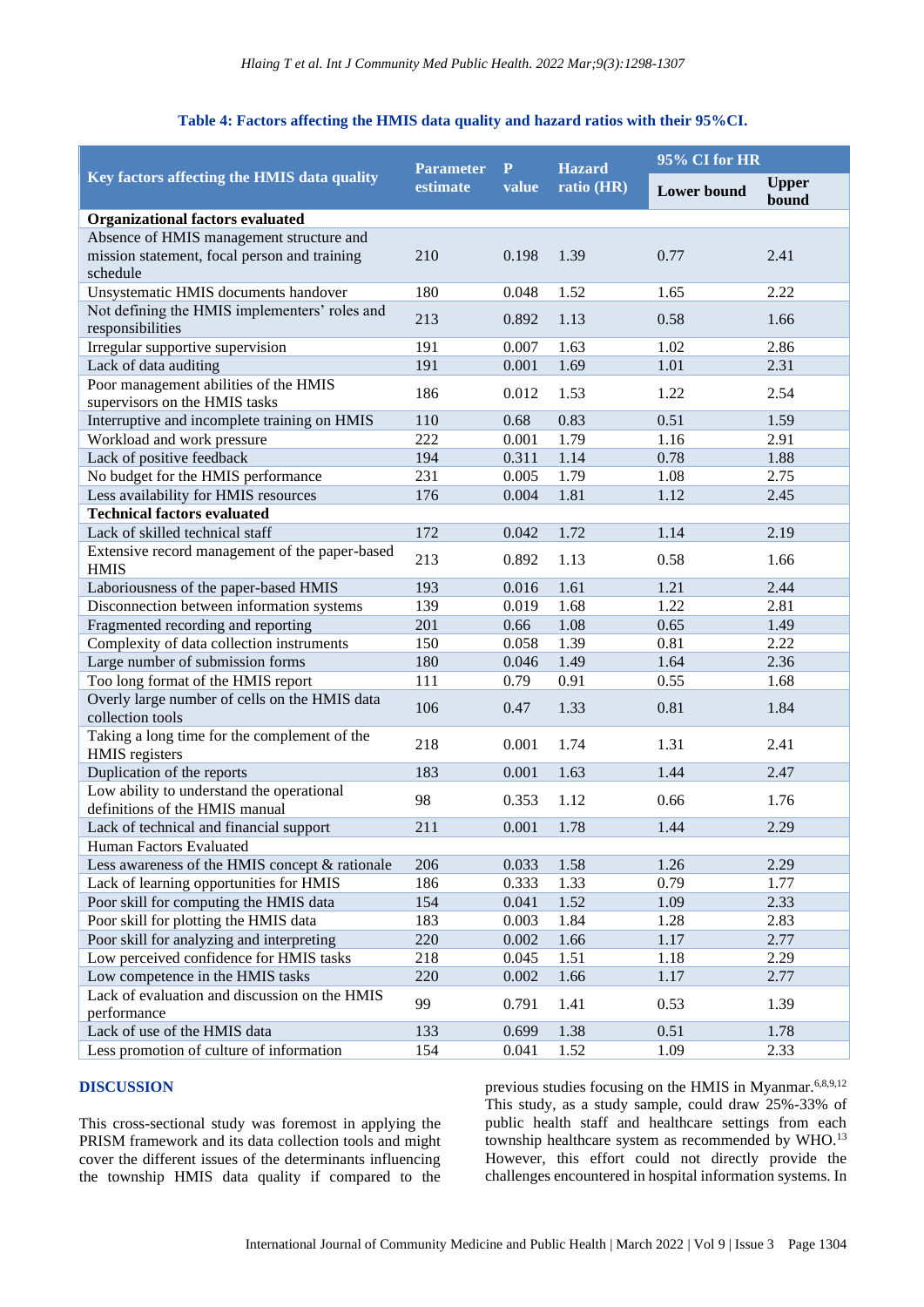**Table 4: Factors affecting the HMIS data quality and hazard ratios with their 95%CI.**

| Key factors affecting the HMIS data quality | Parameter estimate | P value | Hazard ratio (HR) | 95% CI for HR | |
|---|---|---|---|---|---|
| | | | | Lower bound | Upper bound |
| **Organizational factors evaluated** | | | | | |
| Absence of HMIS management structure and mission statement, focal person and training schedule | 210 | 0.198 | 1.39 | 0.77 | 2.41 |
| Unsystematic HMIS documents handover | 180 | 0.048 | 1.52 | 1.65 | 2.22 |
| Not defining the HMIS implementers' roles and responsibilities | 213 | 0.892 | 1.13 | 0.58 | 1.66 |
| Irregular supportive supervision | 191 | 0.007 | 1.63 | 1.02 | 2.86 |
| Lack of data auditing | 191 | 0.001 | 1.69 | 1.01 | 2.31 |
| Poor management abilities of the HMIS supervisors on the HMIS tasks | 186 | 0.012 | 1.53 | 1.22 | 2.54 |
| Interruptive and incomplete training on HMIS | 110 | 0.68 | 0.83 | 0.51 | 1.59 |
| Workload and work pressure | 222 | 0.001 | 1.79 | 1.16 | 2.91 |
| Lack of positive feedback | 194 | 0.311 | 1.14 | 0.78 | 1.88 |
| No budget for the HMIS performance | 231 | 0.005 | 1.79 | 1.08 | 2.75 |
| Less availability for HMIS resources | 176 | 0.004 | 1.81 | 1.12 | 2.45 |
| **Technical factors evaluated** | | | | | |
| Lack of skilled technical staff | 172 | 0.042 | 1.72 | 1.14 | 2.19 |
| Extensive record management of the paper-based HMIS | 213 | 0.892 | 1.13 | 0.58 | 1.66 |
| Laboriousness of the paper-based HMIS | 193 | 0.016 | 1.61 | 1.21 | 2.44 |
| Disconnection between information systems | 139 | 0.019 | 1.68 | 1.22 | 2.81 |
| Fragmented recording and reporting | 201 | 0.66 | 1.08 | 0.65 | 1.49 |
| Complexity of data collection instruments | 150 | 0.058 | 1.39 | 0.81 | 2.22 |
| Large number of submission forms | 180 | 0.046 | 1.49 | 1.64 | 2.36 |
| Too long format of the HMIS report | 111 | 0.79 | 0.91 | 0.55 | 1.68 |
| Overly large number of cells on the HMIS data collection tools | 106 | 0.47 | 1.33 | 0.81 | 1.84 |
| Taking a long time for the complement of the HMIS registers | 218 | 0.001 | 1.74 | 1.31 | 2.41 |
| Duplication of the reports | 183 | 0.001 | 1.63 | 1.44 | 2.47 |
| Low ability to understand the operational definitions of the HMIS manual | 98 | 0.353 | 1.12 | 0.66 | 1.76 |
| Lack of technical and financial support | 211 | 0.001 | 1.78 | 1.44 | 2.29 |
| Human Factors Evaluated | | | | | |
| Less awareness of the HMIS concept & rationale | 206 | 0.033 | 1.58 | 1.26 | 2.29 |
| Lack of learning opportunities for HMIS | 186 | 0.333 | 1.33 | 0.79 | 1.77 |
| Poor skill for computing the HMIS data | 154 | 0.041 | 1.52 | 1.09 | 2.33 |
| Poor skill for plotting the HMIS data | 183 | 0.003 | 1.84 | 1.28 | 2.83 |
| Poor skill for analyzing and interpreting | 220 | 0.002 | 1.66 | 1.17 | 2.77 |
| Low perceived confidence for HMIS tasks | 218 | 0.045 | 1.51 | 1.18 | 2.29 |
| Low competence in the HMIS tasks | 220 | 0.002 | 1.66 | 1.17 | 2.77 |
| Lack of evaluation and discussion on the HMIS performance | 99 | 0.791 | 1.41 | 0.53 | 1.39 |
| Lack of use of the HMIS data | 133 | 0.699 | 1.38 | 0.51 | 1.78 |
| Less promotion of culture of information | 154 | 0.041 | 1.52 | 1.09 | 2.33 |

## DISCUSSION

This cross-sectional study was foremost in applying the PRISM framework and its data collection tools and might cover the different issues of the determinants influencing the township HMIS data quality if compared to the previous studies focusing on the HMIS in Myanmar.[6,8,9,12] This study, as a study sample, could draw 25%-33% of public health staff and healthcare settings from each township healthcare system as recommended by WHO.[13] However, this effort could not directly provide the challenges encountered in hospital information systems. In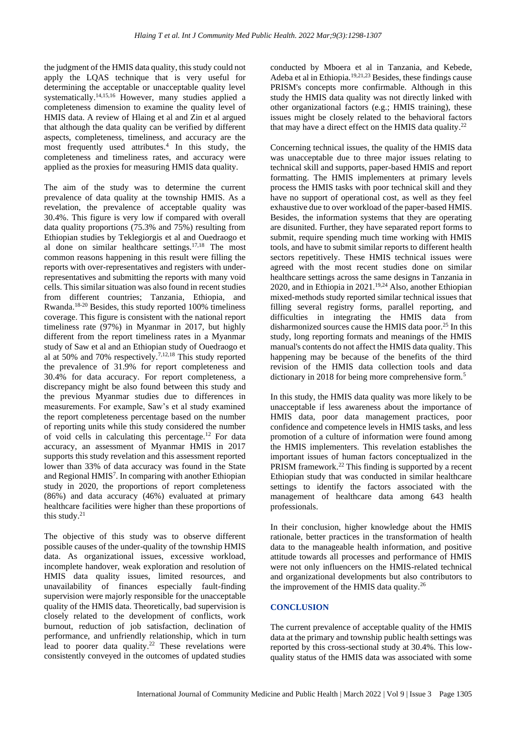the judgment of the HMIS data quality, this study could not apply the LQAS technique that is very useful for determining the acceptable or unacceptable quality level systematically.[14,15,16] However, many studies applied a completeness dimension to examine the quality level of HMIS data. A review of Hlaing et al and Zin et al argued that although the data quality can be verified by different aspects, completeness, timeliness, and accuracy are the most frequently used attributes.[4] In this study, the completeness and timeliness rates, and accuracy were applied as the proxies for measuring HMIS data quality.

The aim of the study was to determine the current prevalence of data quality at the township HMIS. As a revelation, the prevalence of acceptable quality was 30.4%. This figure is very low if compared with overall data quality proportions (75.3% and 75%) resulting from Ethiopian studies by Teklegiorgis et al and Ouedraogo et al done on similar healthcare settings.[17,18] The most common reasons happening in this result were filling the reports with over-representatives and registers with under-representatives and submitting the reports with many void cells. This similar situation was also found in recent studies from different countries; Tanzania, Ethiopia, and Rwanda.[18-20] Besides, this study reported 100% timeliness coverage. This figure is consistent with the national report timeliness rate (97%) in Myanmar in 2017, but highly different from the report timeliness rates in a Myanmar study of Saw et al and an Ethiopian study of Ouedraogo et al at 50% and 70% respectively.[7,12,18] This study reported the prevalence of 31.9% for report completeness and 30.4% for data accuracy. For report completeness, a discrepancy might be also found between this study and the previous Myanmar studies due to differences in measurements. For example, Saw's et al study examined the report completeness percentage based on the number of reporting units while this study considered the number of void cells in calculating this percentage.[12] For data accuracy, an assessment of Myanmar HMIS in 2017 supports this study revelation and this assessment reported lower than 33% of data accuracy was found in the State and Regional HMIS[7]. In comparing with another Ethiopian study in 2020, the proportions of report completeness (86%) and data accuracy (46%) evaluated at primary healthcare facilities were higher than these proportions of this study.[21]

The objective of this study was to observe different possible causes of the under-quality of the township HMIS data. As organizational issues, excessive workload, incomplete handover, weak exploration and resolution of HMIS data quality issues, limited resources, and unavailability of finances especially fault-finding supervision were majorly responsible for the unacceptable quality of the HMIS data. Theoretically, bad supervision is closely related to the development of conflicts, work burnout, reduction of job satisfaction, declination of performance, and unfriendly relationship, which in turn lead to poorer data quality.[22] These revelations were consistently conveyed in the outcomes of updated studies conducted by Mboera et al in Tanzania, and Kebede, Adeba et al in Ethiopia.[19,21,23] Besides, these findings cause PRISM's concepts more confirmable. Although in this study the HMIS data quality was not directly linked with other organizational factors (e.g.; HMIS training), these issues might be closely related to the behavioral factors that may have a direct effect on the HMIS data quality.[22]

Concerning technical issues, the quality of the HMIS data was unacceptable due to three major issues relating to technical skill and supports, paper-based HMIS and report formatting. The HMIS implementers at primary levels process the HMIS tasks with poor technical skill and they have no support of operational cost, as well as they feel exhaustive due to over workload of the paper-based HMIS. Besides, the information systems that they are operating are disunited. Further, they have separated report forms to submit, require spending much time working with HMIS tools, and have to submit similar reports to different health sectors repetitively. These HMIS technical issues were agreed with the most recent studies done on similar healthcare settings across the same designs in Tanzania in 2020, and in Ethiopia in 2021.[19,24] Also, another Ethiopian mixed-methods study reported similar technical issues that filling several registry forms, parallel reporting, and difficulties in integrating the HMIS data from disharmonized sources cause the HMIS data poor.[25] In this study, long reporting formats and meanings of the HMIS manual's contents do not affect the HMIS data quality. This happening may be because of the benefits of the third revision of the HMIS data collection tools and data dictionary in 2018 for being more comprehensive form.[5]

In this study, the HMIS data quality was more likely to be unacceptable if less awareness about the importance of HMIS data, poor data management practices, poor confidence and competence levels in HMIS tasks, and less promotion of a culture of information were found among the HMIS implementers. This revelation establishes the important issues of human factors conceptualized in the PRISM framework.[22] This finding is supported by a recent Ethiopian study that was conducted in similar healthcare settings to identify the factors associated with the management of healthcare data among 643 health professionals.

In their conclusion, higher knowledge about the HMIS rationale, better practices in the transformation of health data to the manageable health information, and positive attitude towards all processes and performance of HMIS were not only influencers on the HMIS-related technical and organizational developments but also contributors to the improvement of the HMIS data quality.[26]

## CONCLUSION

The current prevalence of acceptable quality of the HMIS data at the primary and township public health settings was reported by this cross-sectional study at 30.4%. This low-quality status of the HMIS data was associated with some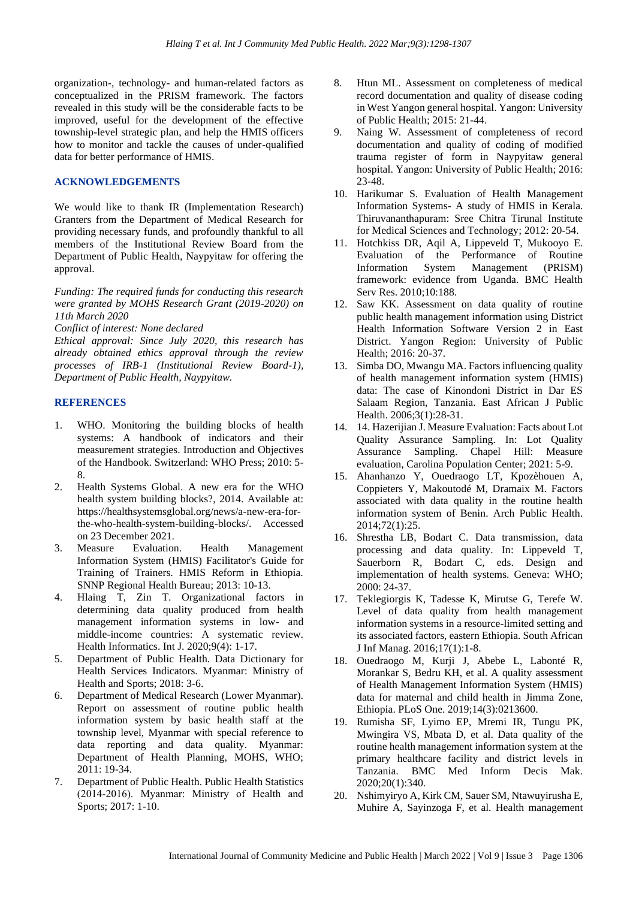organization-, technology- and human-related factors as conceptualized in the PRISM framework. The factors revealed in this study will be the considerable facts to be improved, useful for the development of the effective township-level strategic plan, and help the HMIS officers how to monitor and tackle the causes of under-qualified data for better performance of HMIS.

## ACKNOWLEDGEMENTS

We would like to thank IR (Implementation Research) Granters from the Department of Medical Research for providing necessary funds, and profoundly thankful to all members of the Institutional Review Board from the Department of Public Health, Naypyitaw for offering the approval.

*Funding: The required funds for conducting this research were granted by MOHS Research Grant (2019-2020) on 11th March 2020*

*Conflict of interest: None declared*

*Ethical approval: Since July 2020, this research has already obtained ethics approval through the review processes of IRB-1 (Institutional Review Board-1), Department of Public Health, Naypyitaw.*

## REFERENCES

1. WHO. Monitoring the building blocks of health systems: A handbook of indicators and their measurement strategies. Introduction and Objectives of the Handbook. Switzerland: WHO Press; 2010: 5-8.
2. Health Systems Global. A new era for the WHO health system building blocks?, 2014. Available at: https://healthsystemsglobal.org/news/a-new-era-for-the-who-health-system-building-blocks/. Accessed on 23 December 2021.
3. Measure Evaluation. Health Management Information System (HMIS) Facilitator's Guide for Training of Trainers. HMIS Reform in Ethiopia. SNNP Regional Health Bureau; 2013: 10-13.
4. Hlaing T, Zin T. Organizational factors in determining data quality produced from health management information systems in low- and middle-income countries: A systematic review. Health Informatics. Int J. 2020;9(4): 1-17.
5. Department of Public Health. Data Dictionary for Health Services Indicators. Myanmar: Ministry of Health and Sports; 2018: 3-6.
6. Department of Medical Research (Lower Myanmar). Report on assessment of routine public health information system by basic health staff at the township level, Myanmar with special reference to data reporting and data quality. Myanmar: Department of Health Planning, MOHS, WHO; 2011: 19-34.
7. Department of Public Health. Public Health Statistics (2014-2016). Myanmar: Ministry of Health and Sports; 2017: 1-10.
8. Htun ML. Assessment on completeness of medical record documentation and quality of disease coding in West Yangon general hospital. Yangon: University of Public Health; 2015: 21-44.
9. Naing W. Assessment of completeness of record documentation and quality of coding of modified trauma register of form in Naypyitaw general hospital. Yangon: University of Public Health; 2016: 23-48.
10. Harikumar S. Evaluation of Health Management Information Systems- A study of HMIS in Kerala. Thiruvananthapuram: Sree Chitra Tirunal Institute for Medical Sciences and Technology; 2012: 20-54.
11. Hotchkiss DR, Aqil A, Lippeveld T, Mukooyo E. Evaluation of the Performance of Routine Information System Management (PRISM) framework: evidence from Uganda. BMC Health Serv Res. 2010;10:188.
12. Saw KK. Assessment on data quality of routine public health management information using District Health Information Software Version 2 in East District. Yangon Region: University of Public Health; 2016: 20-37.
13. Simba DO, Mwangu MA. Factors influencing quality of health management information system (HMIS) data: The case of Kinondoni District in Dar ES Salaam Region, Tanzania. East African J Public Health. 2006;3(1):28-31.
14. 14. Hazerijian J. Measure Evaluation: Facts about Lot Quality Assurance Sampling. In: Lot Quality Assurance Sampling. Chapel Hill: Measure evaluation, Carolina Population Center; 2021: 5-9.
15. Ahanhanzo Y, Ouedraogo LT, Kpozèhouen A, Coppieters Y, Makoutodé M, Dramaix M. Factors associated with data quality in the routine health information system of Benin. Arch Public Health. 2014;72(1):25.
16. Shrestha LB, Bodart C. Data transmission, data processing and data quality. In: Lippeveld T, Sauerborn R, Bodart C, eds. Design and implementation of health systems. Geneva: WHO; 2000: 24-37.
17. Teklegiorgis K, Tadesse K, Mirutse G, Terefe W. Level of data quality from health management information systems in a resource-limited setting and its associated factors, eastern Ethiopia. South African J Inf Manag. 2016;17(1):1-8.
18. Ouedraogo M, Kurji J, Abebe L, Labonté R, Morankar S, Bedru KH, et al. A quality assessment of Health Management Information System (HMIS) data for maternal and child health in Jimma Zone, Ethiopia. PLoS One. 2019;14(3):0213600.
19. Rumisha SF, Lyimo EP, Mremi IR, Tungu PK, Mwingira VS, Mbata D, et al. Data quality of the routine health management information system at the primary healthcare facility and district levels in Tanzania. BMC Med Inform Decis Mak. 2020;20(1):340.
20. Nshimyiryo A, Kirk CM, Sauer SM, Ntawuyirusha E, Muhire A, Sayinzoga F, et al. Health management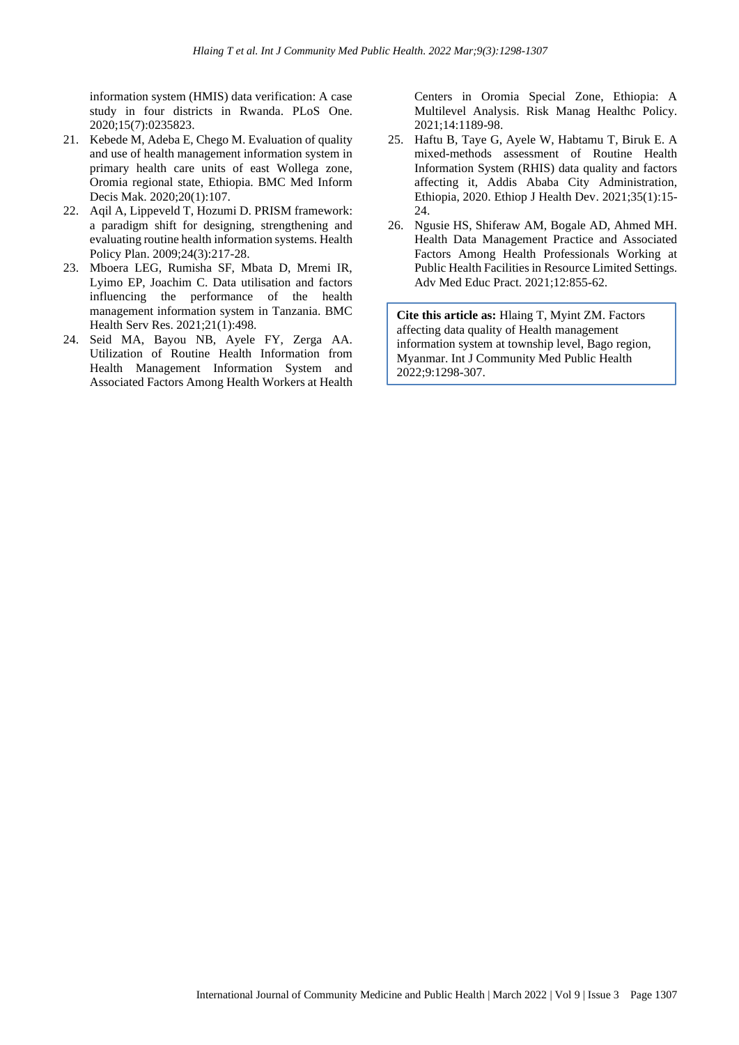information system (HMIS) data verification: A case study in four districts in Rwanda. PLoS One. 2020;15(7):0235823.

21. Kebede M, Adeba E, Chego M. Evaluation of quality and use of health management information system in primary health care units of east Wollega zone, Oromia regional state, Ethiopia. BMC Med Inform Decis Mak. 2020;20(1):107.
22. Aqil A, Lippeveld T, Hozumi D. PRISM framework: a paradigm shift for designing, strengthening and evaluating routine health information systems. Health Policy Plan. 2009;24(3):217-28.
23. Mboera LEG, Rumisha SF, Mbata D, Mremi IR, Lyimo EP, Joachim C. Data utilisation and factors influencing the performance of the health management information system in Tanzania. BMC Health Serv Res. 2021;21(1):498.
24. Seid MA, Bayou NB, Ayele FY, Zerga AA. Utilization of Routine Health Information from Health Management Information System and Associated Factors Among Health Workers at Health Centers in Oromia Special Zone, Ethiopia: A Multilevel Analysis. Risk Manag Healthc Policy. 2021;14:1189-98.
25. Haftu B, Taye G, Ayele W, Habtamu T, Biruk E. A mixed-methods assessment of Routine Health Information System (RHIS) data quality and factors affecting it, Addis Ababa City Administration, Ethiopia, 2020. Ethiop J Health Dev. 2021;35(1):15-24.
26. Ngusie HS, Shiferaw AM, Bogale AD, Ahmed MH. Health Data Management Practice and Associated Factors Among Health Professionals Working at Public Health Facilities in Resource Limited Settings. Adv Med Educ Pract. 2021;12:855-62.

**Cite this article as:** Hlaing T, Myint ZM. Factors affecting data quality of Health management information system at township level, Bago region, Myanmar. Int J Community Med Public Health 2022;9:1298-307.